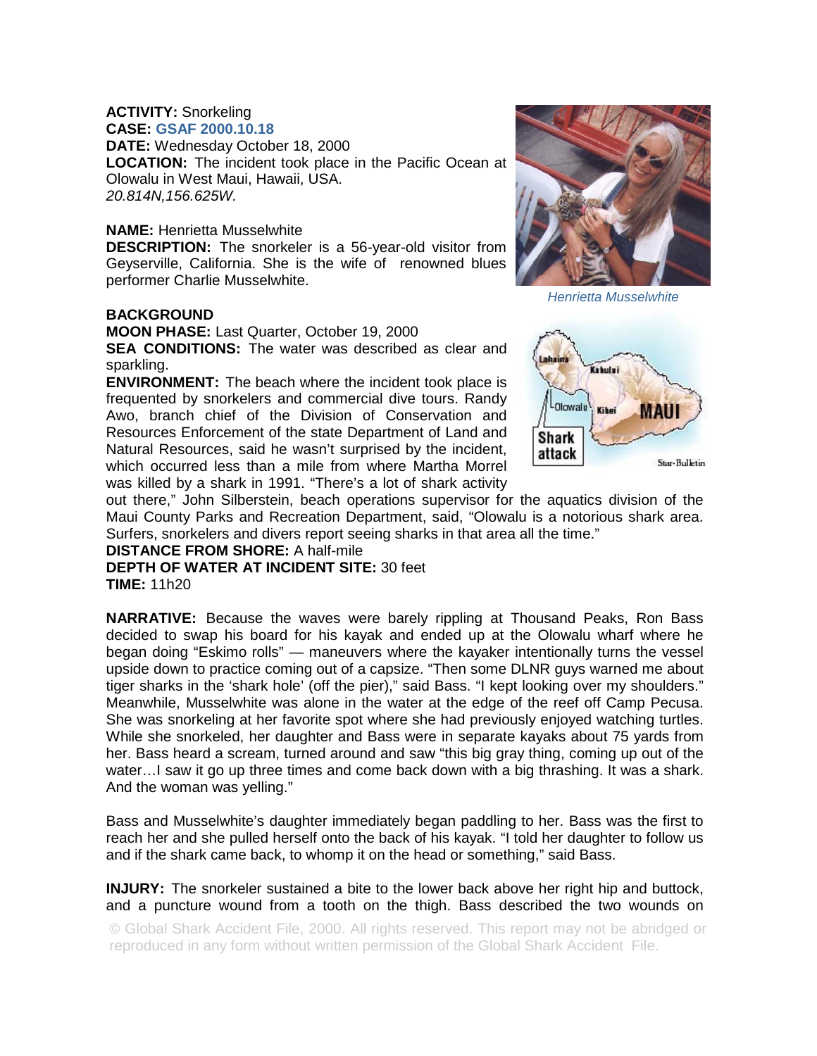**ACTIVITY:** Snorkeling
**CASE:** GSAF 2000.10.18
**DATE:** Wednesday October 18, 2000
**LOCATION:** The incident took place in the Pacific Ocean at Olowalu in West Maui, Hawaii, USA.
*20.814N,156.625W.*

**NAME:** Henrietta Musselwhite
**DESCRIPTION:** The snorkeler is a 56-year-old visitor from Geyserville, California. She is the wife of renowned blues performer Charlie Musselwhite.

*Henrietta Musselwhite*

**BACKGROUND**
**MOON PHASE:** Last Quarter, October 19, 2000
**SEA CONDITIONS:** The water was described as clear and sparkling.
**ENVIRONMENT:** The beach where the incident took place is frequented by snorkelers and commercial dive tours. Randy Awo, branch chief of the Division of Conservation and Resources Enforcement of the state Department of Land and Natural Resources, said he wasn't surprised by the incident, which occurred less than a mile from where Martha Morrel was killed by a shark in 1991. "There's a lot of shark activity out there," John Silberstein, beach operations supervisor for the aquatics division of the Maui County Parks and Recreation Department, said, "Olowalu is a notorious shark area. Surfers, snorkelers and divers report seeing sharks in that area all the time."
**DISTANCE FROM SHORE:** A half-mile
**DEPTH OF WATER AT INCIDENT SITE:** 30 feet
**TIME:** 11h20

**NARRATIVE:** Because the waves were barely rippling at Thousand Peaks, Ron Bass decided to swap his board for his kayak and ended up at the Olowalu wharf where he began doing "Eskimo rolls" — maneuvers where the kayaker intentionally turns the vessel upside down to practice coming out of a capsize. "Then some DLNR guys warned me about tiger sharks in the 'shark hole' (off the pier)," said Bass. "I kept looking over my shoulders." Meanwhile, Musselwhite was alone in the water at the edge of the reef off Camp Pecusa. She was snorkeling at her favorite spot where she had previously enjoyed watching turtles. While she snorkeled, her daughter and Bass were in separate kayaks about 75 yards from her. Bass heard a scream, turned around and saw "this big gray thing, coming up out of the water…I saw it go up three times and come back down with a big thrashing. It was a shark. And the woman was yelling."

Bass and Musselwhite's daughter immediately began paddling to her. Bass was the first to reach her and she pulled herself onto the back of his kayak. "I told her daughter to follow us and if the shark came back, to whomp it on the head or something," said Bass.

**INJURY:** The snorkeler sustained a bite to the lower back above her right hip and buttock, and a puncture wound from a tooth on the thigh. Bass described the two wounds on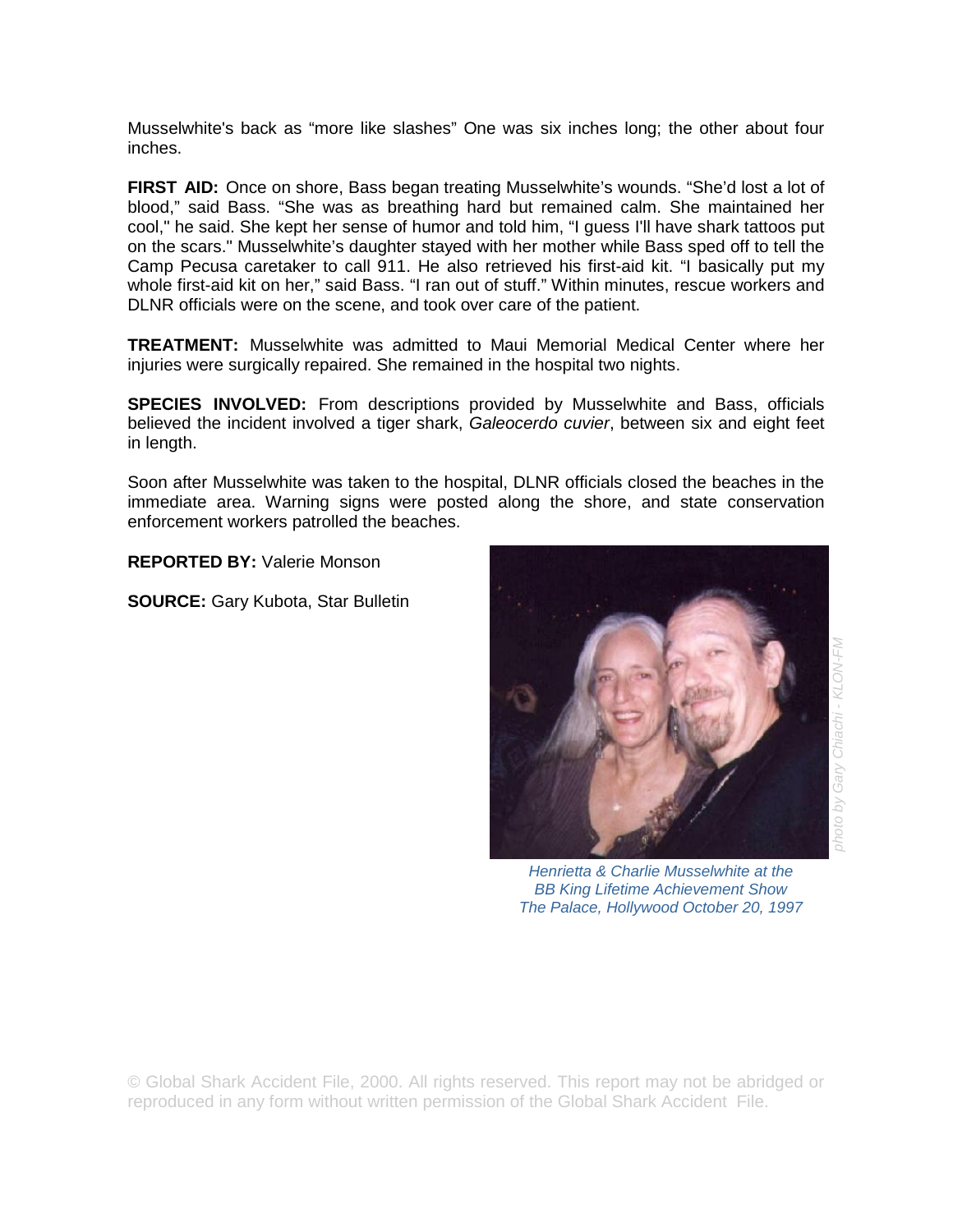Musselwhite's back as "more like slashes" One was six inches long; the other about four inches.

**FIRST AID:** Once on shore, Bass began treating Musselwhite's wounds. "She'd lost a lot of blood," said Bass. "She was as breathing hard but remained calm. She maintained her cool," he said. She kept her sense of humor and told him, "I guess I'll have shark tattoos put on the scars." Musselwhite's daughter stayed with her mother while Bass sped off to tell the Camp Pecusa caretaker to call 911. He also retrieved his first-aid kit. "I basically put my whole first-aid kit on her," said Bass. "I ran out of stuff." Within minutes, rescue workers and DLNR officials were on the scene, and took over care of the patient.

**TREATMENT:** Musselwhite was admitted to Maui Memorial Medical Center where her injuries were surgically repaired. She remained in the hospital two nights.

**SPECIES INVOLVED:** From descriptions provided by Musselwhite and Bass, officials believed the incident involved a tiger shark, *Galeocerdo cuvier*, between six and eight feet in length.

Soon after Musselwhite was taken to the hospital, DLNR officials closed the beaches in the immediate area. Warning signs were posted along the shore, and state conservation enforcement workers patrolled the beaches.

**REPORTED BY:** Valerie Monson

**SOURCE:** Gary Kubota, Star Bulletin

*photo by Gary Chiachi - KLON-FM*

*Henrietta & Charlie Musselwhite at the BB King Lifetime Achievement Show The Palace, Hollywood October 20, 1997*

© Global Shark Accident File, 2000. All rights reserved. This report may not be abridged or reproduced in any form without written permission of the Global Shark Accident File.